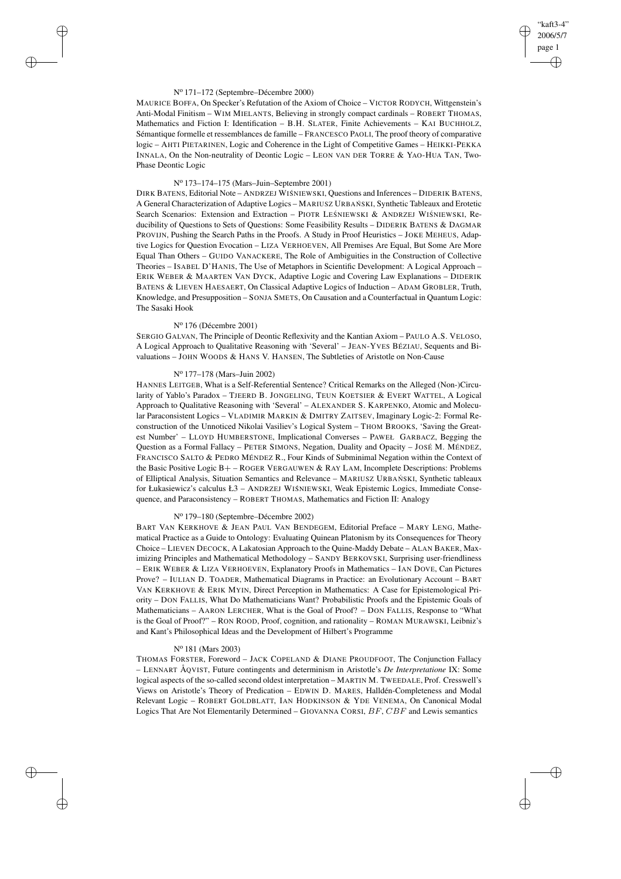N° 171–172 (Septembre–Décembre 2000)

MAURICE BOFFA, On Specker's Refutation of the Axiom of Choice – VICTOR RODYCH, Wittgenstein's Anti-Modal Finitism – WIM MIELANTS, Believing in strongly compact cardinals – ROBERT THOMAS, Mathematics and Fiction I: Identification – B.H. SLATER, Finite Achievements – KAI BUCHHOLZ, Sémantique formelle et ressemblances de famille – FRANCESCO PAOLI, The proof theory of comparative logic – AHTI PIETARINEN, Logic and Coherence in the Light of Competitive Games – HEIKKI-PEKKA INNALA, On the Non-neutrality of Deontic Logic – LEON VAN DER TORRE & YAO-HUA TAN, Two-Phase Deontic Logic

N° 173–174–175 (Mars–Juin–Septembre 2001)

DIRK BATENS, Editorial Note – ANDRZEJ WIŚNIEWSKI, Questions and Inferences – DIDERIK BATENS, A General Characterization of Adaptive Logics – MARIUSZ URBAŃSKI, Synthetic Tableaux and Erotetic Search Scenarios: Extension and Extraction – PIOTR LEŚNIEWSKI & ANDRZEJ WIŚNIEWSKI, Reducibility of Questions to Sets of Questions: Some Feasibility Results – DIDERIK BATENS & DAGMAR PROVIJN, Pushing the Search Paths in the Proofs. A Study in Proof Heuristics – JOKE MEHEUS, Adaptive Logics for Question Evocation – LIZA VERHOEVEN, All Premises Are Equal, But Some Are More Equal Than Others – GUIDO VANACKERE, The Role of Ambiguities in the Construction of Collective Theories – ISABEL D'HANIS, The Use of Metaphors in Scientific Development: A Logical Approach – ERIK WEBER & MAARTEN VAN DYCK, Adaptive Logic and Covering Law Explanations – DIDERIK BATENS & LIEVEN HAESAERT, On Classical Adaptive Logics of Induction – ADAM GROBLER, Truth, Knowledge, and Presupposition – SONJA SMETS, On Causation and a Counterfactual in Quantum Logic: The Sasaki Hook

N° 176 (Décembre 2001)

SERGIO GALVAN, The Principle of Deontic Reflexivity and the Kantian Axiom – PAULO A.S. VELOSO, A Logical Approach to Qualitative Reasoning with 'Several' – JEAN-YVES BÉZIAU, Sequents and Bivaluations – JOHN WOODS & HANS V. HANSEN, The Subtleties of Aristotle on Non-Cause

N° 177–178 (Mars–Juin 2002)

HANNES LEITGEB, What is a Self-Referential Sentence? Critical Remarks on the Alleged (Non-)Circularity of Yablo's Paradox – TJEERD B. JONGELING, TEUN KOETSIER & EVERT WATTEL, A Logical Approach to Qualitative Reasoning with 'Several' – ALEXANDER S. KARPENKO, Atomic and Molecular Paraconsistent Logics – VLADIMIR MARKIN & DMITRY ZAITSEV, Imaginary Logic-2: Formal Reconstruction of the Unnoticed Nikolai Vasiliev's Logical System – THOM BROOKS, 'Saving the Greatest Number' – LLOYD HUMBERSTONE, Implicational Converses – PAWEŁ GARBACZ, Begging the Question as a Formal Fallacy – PETER SIMONS, Negation, Duality and Opacity – JOSÉ M. MÉNDEZ, FRANCISCO SALTO & PEDRO MÉNDEZ R., Four Kinds of Subminimal Negation within the Context of the Basic Positive Logic B+ – ROGER VERGAUWEN & RAY LAM, Incomplete Descriptions: Problems of Elliptical Analysis, Situation Semantics and Relevance – MARIUSZ URBAŃSKI, Synthetic tableaux for Łukasiewicz's calculus Ł3 – ANDRZEJ WIŚNIEWSKI, Weak Epistemic Logics, Immediate Consequence, and Paraconsistency – ROBERT THOMAS, Mathematics and Fiction II: Analogy

N° 179–180 (Septembre–Décembre 2002)

BART VAN KERKHOVE & JEAN PAUL VAN BENDEGEM, Editorial Preface – MARY LENG, Mathematical Practice as a Guide to Ontology: Evaluating Quinean Platonism by its Consequences for Theory Choice – LIEVEN DECOCK, A Lakatosian Approach to the Quine-Maddy Debate – ALAN BAKER, Maximizing Principles and Mathematical Methodology – SANDY BERKOVSKI, Surprising user-friendliness – ERIK WEBER & LIZA VERHOEVEN, Explanatory Proofs in Mathematics – IAN DOVE, Can Pictures Prove? – IULIAN D. TOADER, Mathematical Diagrams in Practice: an Evolutionary Account – BART VAN KERKHOVE & ERIK MYIN, Direct Perception in Mathematics: A Case for Epistemological Priority – DON FALLIS, What Do Mathematicians Want? Probabilistic Proofs and the Epistemic Goals of Mathematicians – AARON LERCHER, What is the Goal of Proof? – DON FALLIS, Response to "What is the Goal of Proof?" – RON ROOD, Proof, cognition, and rationality – ROMAN MURAWSKI, Leibniz's and Kant's Philosophical Ideas and the Development of Hilbert's Programme

N° 181 (Mars 2003)

THOMAS FORSTER, Foreword – JACK COPELAND & DIANE PROUDFOOT, The Conjunction Fallacy – LENNART ÅQVIST, Future contingents and determinism in Aristotle's *De Interpretatione* IX: Some logical aspects of the so-called second oldest interpretation – MARTIN M. TWEEDALE, Prof. Cresswell's Views on Aristotle's Theory of Predication – EDWIN D. MARES, Halldén-Completeness and Modal Relevant Logic – ROBERT GOLDBLATT, IAN HODKINSON & YDE VENEMA, On Canonical Modal Logics That Are Not Elementarily Determined – GIOVANNA CORSI, $BF$, $CBF$ and Lewis semantics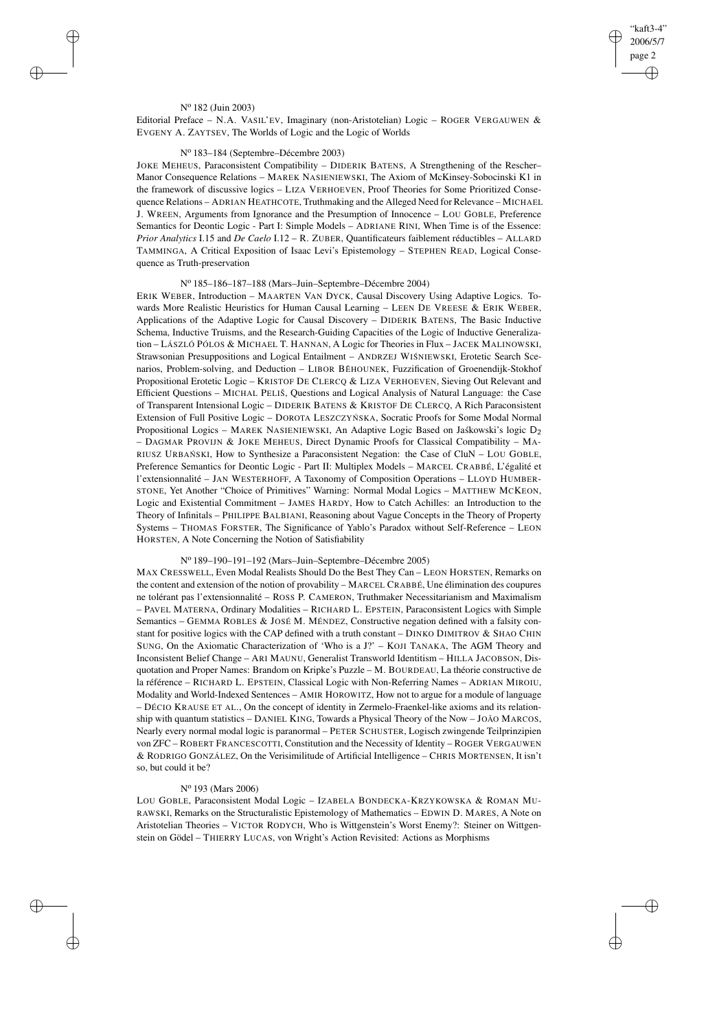N[o] 182 (Juin 2003)

Editorial Preface – N.A. VASIL'EV, Imaginary (non-Aristotelian) Logic – ROGER VERGAUWEN & EVGENY A. ZAYTSEV, The Worlds of Logic and the Logic of Worlds

N[o] 183–184 (Septembre–Décembre 2003)

JOKE MEHEUS, Paraconsistent Compatibility – DIDERIK BATENS, A Strengthening of the Rescher–Manor Consequence Relations – MAREK NASIENIEWSKI, The Axiom of McKinsey-Sobocinski K1 in the framework of discussive logics – LIZA VERHOEVEN, Proof Theories for Some Prioritized Consequence Relations – ADRIAN HEATHCOTE, Truthmaking and the Alleged Need for Relevance – MICHAEL J. WREEN, Arguments from Ignorance and the Presumption of Innocence – LOU GOBLE, Preference Semantics for Deontic Logic - Part I: Simple Models – ADRIANE RINI, When Time is of the Essence: *Prior Analytics* I.15 and *De Caelo* I.12 – R. ZUBER, Quantificateurs faiblement réductibles – ALLARD TAMMINGA, A Critical Exposition of Isaac Levi's Epistemology – STEPHEN READ, Logical Consequence as Truth-preservation

N[o] 185–186–187–188 (Mars–Juin–Septembre–Décembre 2004)

ERIK WEBER, Introduction – MAARTEN VAN DYCK, Causal Discovery Using Adaptive Logics. Towards More Realistic Heuristics for Human Causal Learning – LEEN DE VREESE & ERIK WEBER, Applications of the Adaptive Logic for Causal Discovery – DIDERIK BATENS, The Basic Inductive Schema, Inductive Truisms, and the Research-Guiding Capacities of the Logic of Inductive Generalization – LÁSZLÓ PÓLOS & MICHAEL T. HANNAN, A Logic for Theories in Flux – JACEK MALINOWSKI, Strawsonian Presuppositions and Logical Entailment – ANDRZEJ WIŚNIEWSKI, Erotetic Search Scenarios, Problem-solving, and Deduction – LIBOR BĚHOUNEK, Fuzzification of Groenendijk-Stokhof Propositional Erotetic Logic – KRISTOF DE CLERCQ & LIZA VERHOEVEN, Sieving Out Relevant and Efficient Questions – MICHAL PELIŠ, Questions and Logical Analysis of Natural Language: the Case of Transparent Intensional Logic – DIDERIK BATENS & KRISTOF DE CLERCQ, A Rich Paraconsistent Extension of Full Positive Logic – DOROTA LESZCZYŃSKA, Socratic Proofs for Some Modal Normal Propositional Logics – MAREK NASIENIEWSKI, An Adaptive Logic Based on Jaśkowski's logic $D_2$ – DAGMAR PROVIJN & JOKE MEHEUS, Direct Dynamic Proofs for Classical Compatibility – MARIUSZ URBAŃSKI, How to Synthesize a Paraconsistent Negation: the Case of CluN – LOU GOBLE, Preference Semantics for Deontic Logic - Part II: Multiplex Models – MARCEL CRABBÉ, L'égalité et l'extensionnalité – JAN WESTERHOFF, A Taxonomy of Composition Operations – LLOYD HUMBERSTONE, Yet Another "Choice of Primitives" Warning: Normal Modal Logics – MATTHEW MCKEON, Logic and Existential Commitment – JAMES HARDY, How to Catch Achilles: an Introduction to the Theory of Infinitals – PHILIPPE BALBIANI, Reasoning about Vague Concepts in the Theory of Property Systems – THOMAS FORSTER, The Significance of Yablo's Paradox without Self-Reference – LEON HORSTEN, A Note Concerning the Notion of Satisfiability

N[o] 189–190–191–192 (Mars–Juin–Septembre–Décembre 2005)

MAX CRESSWELL, Even Modal Realists Should Do the Best They Can – LEON HORSTEN, Remarks on the content and extension of the notion of provability – MARCEL CRABBÉ, Une élimination des coupures ne tolérant pas l'extensionnalité – ROSS P. CAMERON, Truthmaker Necessitarianism and Maximalism – PAVEL MATERNA, Ordinary Modalities – RICHARD L. EPSTEIN, Paraconsistent Logics with Simple Semantics – GEMMA ROBLES & JOSÉ M. MÉNDEZ, Constructive negation defined with a falsity constant for positive logics with the CAP defined with a truth constant – DINKO DIMITROV & SHAO CHIN SUNG, On the Axiomatic Characterization of 'Who is a J?' – KOJI TANAKA, The AGM Theory and Inconsistent Belief Change – ARI MAUNU, Generalist Transworld Identitism – HILLA JACOBSON, Disquotation and Proper Names: Brandom on Kripke's Puzzle – M. BOURDEAU, La théorie constructive de la référence – RICHARD L. EPSTEIN, Classical Logic with Non-Referring Names – ADRIAN MIROIU, Modality and World-Indexed Sentences – AMIR HOROWITZ, How not to argue for a module of language – DÉCIO KRAUSE ET AL., On the concept of identity in Zermelo-Fraenkel-like axioms and its relationship with quantum statistics – DANIEL KING, Towards a Physical Theory of the Now – JOÃO MARCOS, Nearly every normal modal logic is paranormal – PETER SCHUSTER, Logisch zwingende Teilprinzipien von ZFC – ROBERT FRANCESCOTTI, Constitution and the Necessity of Identity – ROGER VERGAUWEN & RODRIGO GONZÁLEZ, On the Verisimilitude of Artificial Intelligence – CHRIS MORTENSEN, It isn't so, but could it be?

N[o] 193 (Mars 2006)

LOU GOBLE, Paraconsistent Modal Logic – IZABELA BONDECKA-KRZYKOWSKA & ROMAN MURAWSKI, Remarks on the Structuralistic Epistemology of Mathematics – EDWIN D. MARES, A Note on Aristotelian Theories – VICTOR RODYCH, Who is Wittgenstein's Worst Enemy?: Steiner on Wittgenstein on Gödel – THIERRY LUCAS, von Wright's Action Revisited: Actions as Morphisms